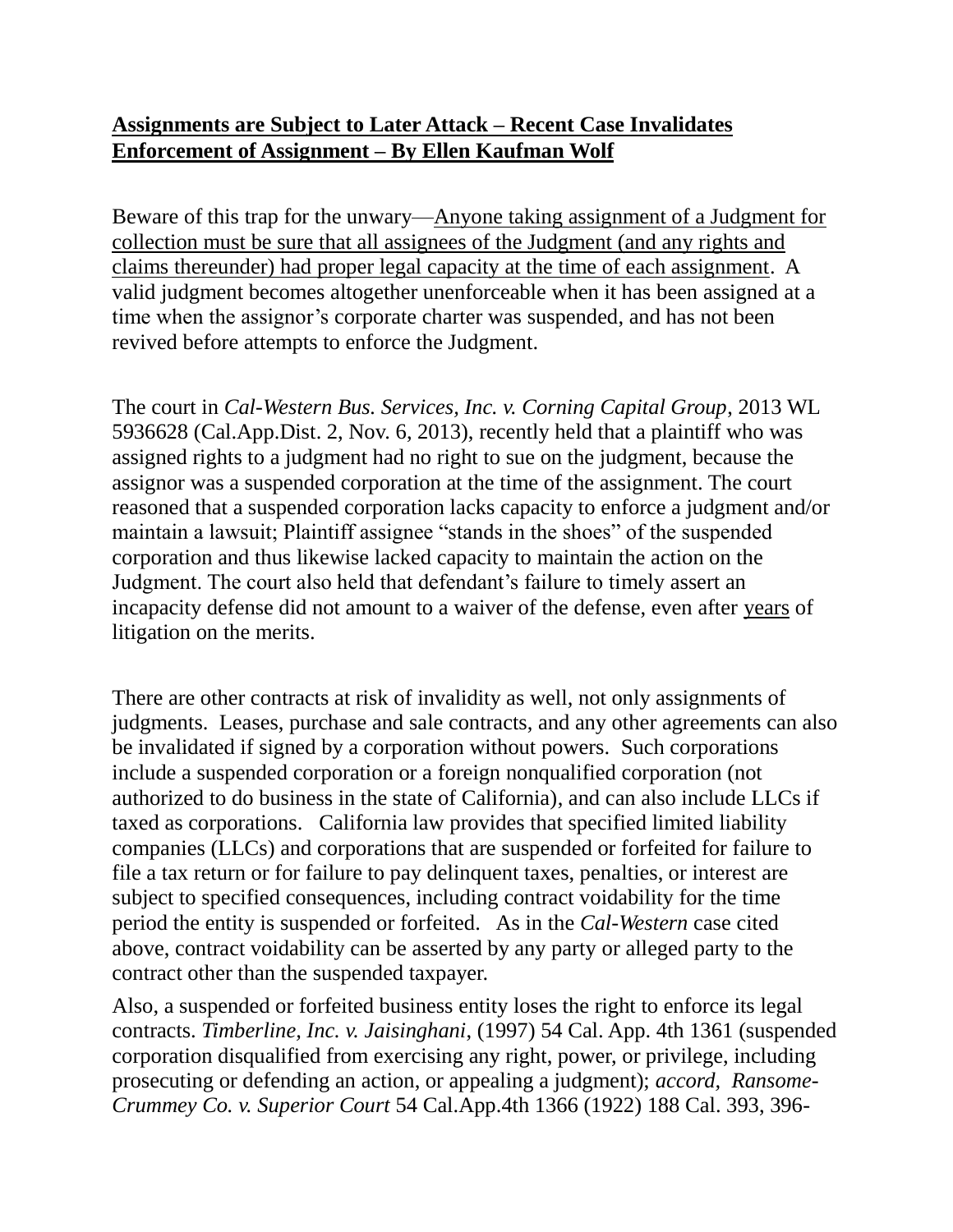**<u>Assignments are Subject to Later Attack – Recent Case Invalidates Enforcement of Assignment – By Ellen Kaufman Wolf</u>**

Beware of this trap for the unwary—<u>Anyone taking assignment of a Judgment for collection must be sure that all assignees of the Judgment (and any rights and claims thereunder) had proper legal capacity at the time of each assignment</u>. A valid judgment becomes altogether unenforceable when it has been assigned at a time when the assignor's corporate charter was suspended, and has not been revived before attempts to enforce the Judgment.

The court in *Cal-Western Bus. Services, Inc. v. Corning Capital Group*, 2013 WL 5936628 (Cal.App.Dist. 2, Nov. 6, 2013), recently held that a plaintiff who was assigned rights to a judgment had no right to sue on the judgment, because the assignor was a suspended corporation at the time of the assignment. The court reasoned that a suspended corporation lacks capacity to enforce a judgment and/or maintain a lawsuit; Plaintiff assignee "stands in the shoes" of the suspended corporation and thus likewise lacked capacity to maintain the action on the Judgment. The court also held that defendant's failure to timely assert an incapacity defense did not amount to a waiver of the defense, even after <u>years</u> of litigation on the merits.

There are other contracts at risk of invalidity as well, not only assignments of judgments. Leases, purchase and sale contracts, and any other agreements can also be invalidated if signed by a corporation without powers. Such corporations include a suspended corporation or a foreign nonqualified corporation (not authorized to do business in the state of California), and can also include LLCs if taxed as corporations. California law provides that specified limited liability companies (LLCs) and corporations that are suspended or forfeited for failure to file a tax return or for failure to pay delinquent taxes, penalties, or interest are subject to specified consequences, including contract voidability for the time period the entity is suspended or forfeited. As in the *Cal-Western* case cited above, contract voidability can be asserted by any party or alleged party to the contract other than the suspended taxpayer.

Also, a suspended or forfeited business entity loses the right to enforce its legal contracts. *Timberline, Inc. v. Jaisinghani*, (1997) 54 Cal. App. 4th 1361 (suspended corporation disqualified from exercising any right, power, or privilege, including prosecuting or defending an action, or appealing a judgment); *accord, Ransome-Crummey Co. v. Superior Court* 54 Cal.App.4th 1366 (1922) 188 Cal. 393, 396-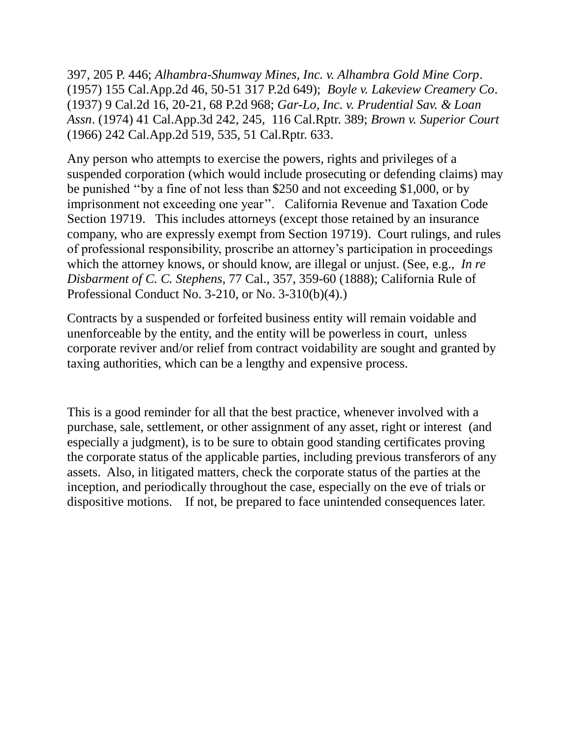397, 205 P. 446; *Alhambra-Shumway Mines, Inc. v. Alhambra Gold Mine Corp*. (1957) 155 Cal.App.2d 46, 50-51 317 P.2d 649); *Boyle v. Lakeview Creamery Co*. (1937) 9 Cal.2d 16, 20-21, 68 P.2d 968; *Gar-Lo, Inc. v. Prudential Sav. & Loan Assn*. (1974) 41 Cal.App.3d 242, 245, 116 Cal.Rptr. 389; *Brown v. Superior Court* (1966) 242 Cal.App.2d 519, 535, 51 Cal.Rptr. 633.

Any person who attempts to exercise the powers, rights and privileges of a suspended corporation (which would include prosecuting or defending claims) may be punished ''by a fine of not less than $250 and not exceeding $1,000, or by imprisonment not exceeding one year''. California Revenue and Taxation Code Section 19719. This includes attorneys (except those retained by an insurance company, who are expressly exempt from Section 19719). Court rulings, and rules of professional responsibility, proscribe an attorney's participation in proceedings which the attorney knows, or should know, are illegal or unjust. (See, e.g., *In re Disbarment of C. C. Stephens*, 77 Cal., 357, 359-60 (1888); California Rule of Professional Conduct No. 3-210, or No. 3-310(b)(4).)

Contracts by a suspended or forfeited business entity will remain voidable and unenforceable by the entity, and the entity will be powerless in court, unless corporate reviver and/or relief from contract voidability are sought and granted by taxing authorities, which can be a lengthy and expensive process.

This is a good reminder for all that the best practice, whenever involved with a purchase, sale, settlement, or other assignment of any asset, right or interest (and especially a judgment), is to be sure to obtain good standing certificates proving the corporate status of the applicable parties, including previous transferors of any assets. Also, in litigated matters, check the corporate status of the parties at the inception, and periodically throughout the case, especially on the eve of trials or dispositive motions. If not, be prepared to face unintended consequences later.